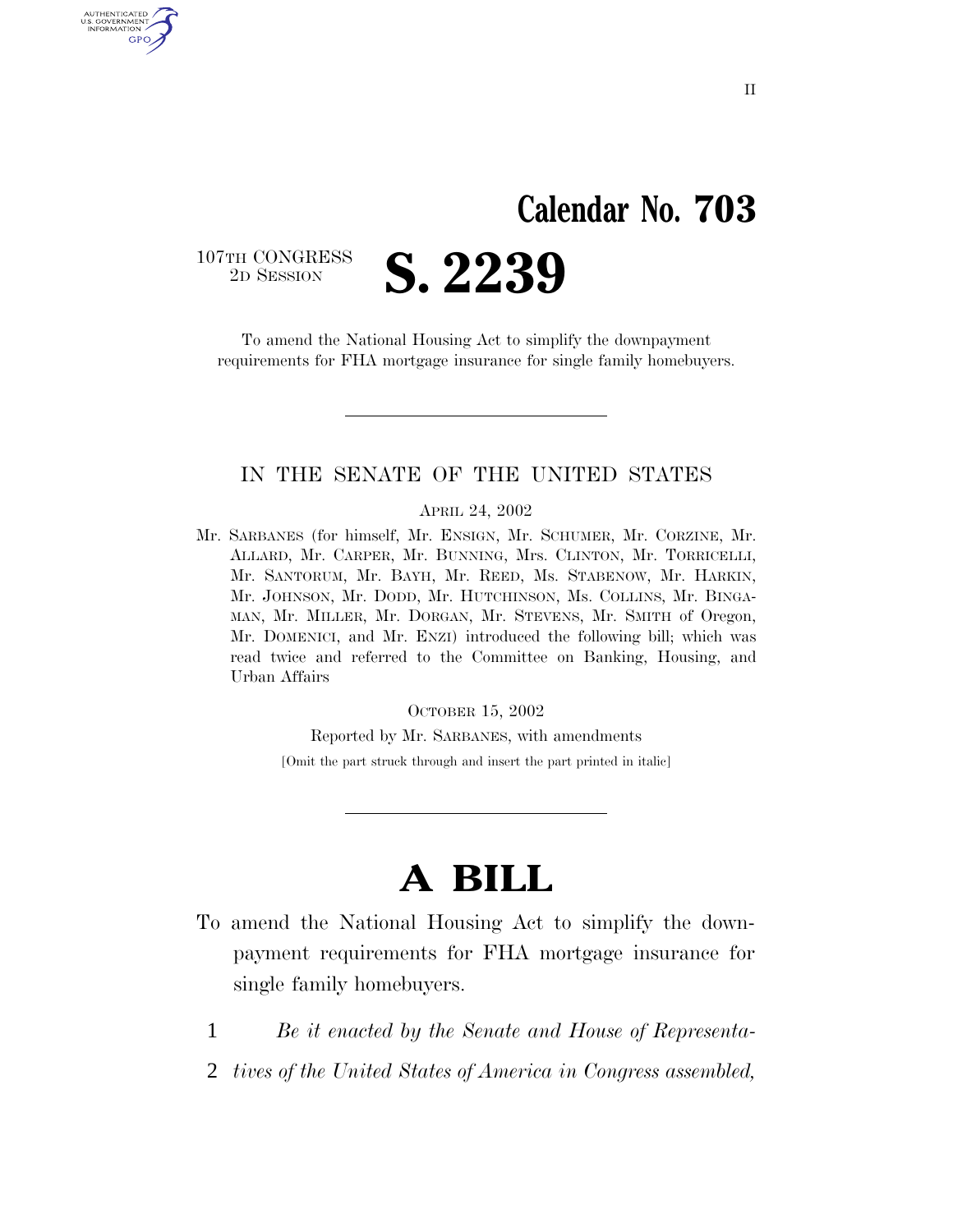# Calendar No. 703

107TH CONGRESS
2D SESSION

# S. 2239

To amend the National Housing Act to simplify the downpayment requirements for FHA mortgage insurance for single family homebuyers.

---

IN THE SENATE OF THE UNITED STATES

APRIL 24, 2002

Mr. SARBANES (for himself, Mr. ENSIGN, Mr. SCHUMER, Mr. CORZINE, Mr. ALLARD, Mr. CARPER, Mr. BUNNING, Mrs. CLINTON, Mr. TORRICELLI, Mr. SANTORUM, Mr. BAYH, Mr. REED, Ms. STABENOW, Mr. HARKIN, Mr. JOHNSON, Mr. DODD, Mr. HUTCHINSON, Ms. COLLINS, Mr. BINGAMAN, Mr. MILLER, Mr. DORGAN, Mr. STEVENS, Mr. SMITH of Oregon, Mr. DOMENICI, and Mr. ENZI) introduced the following bill; which was read twice and referred to the Committee on Banking, Housing, and Urban Affairs

OCTOBER 15, 2002

Reported by Mr. SARBANES, with amendments

[Omit the part struck through and insert the part printed in italic]

---

# A BILL

To amend the National Housing Act to simplify the downpayment requirements for FHA mortgage insurance for single family homebuyers.

1 *Be it enacted by the Senate and House of Representa-*
2 *tives of the United States of America in Congress assembled,*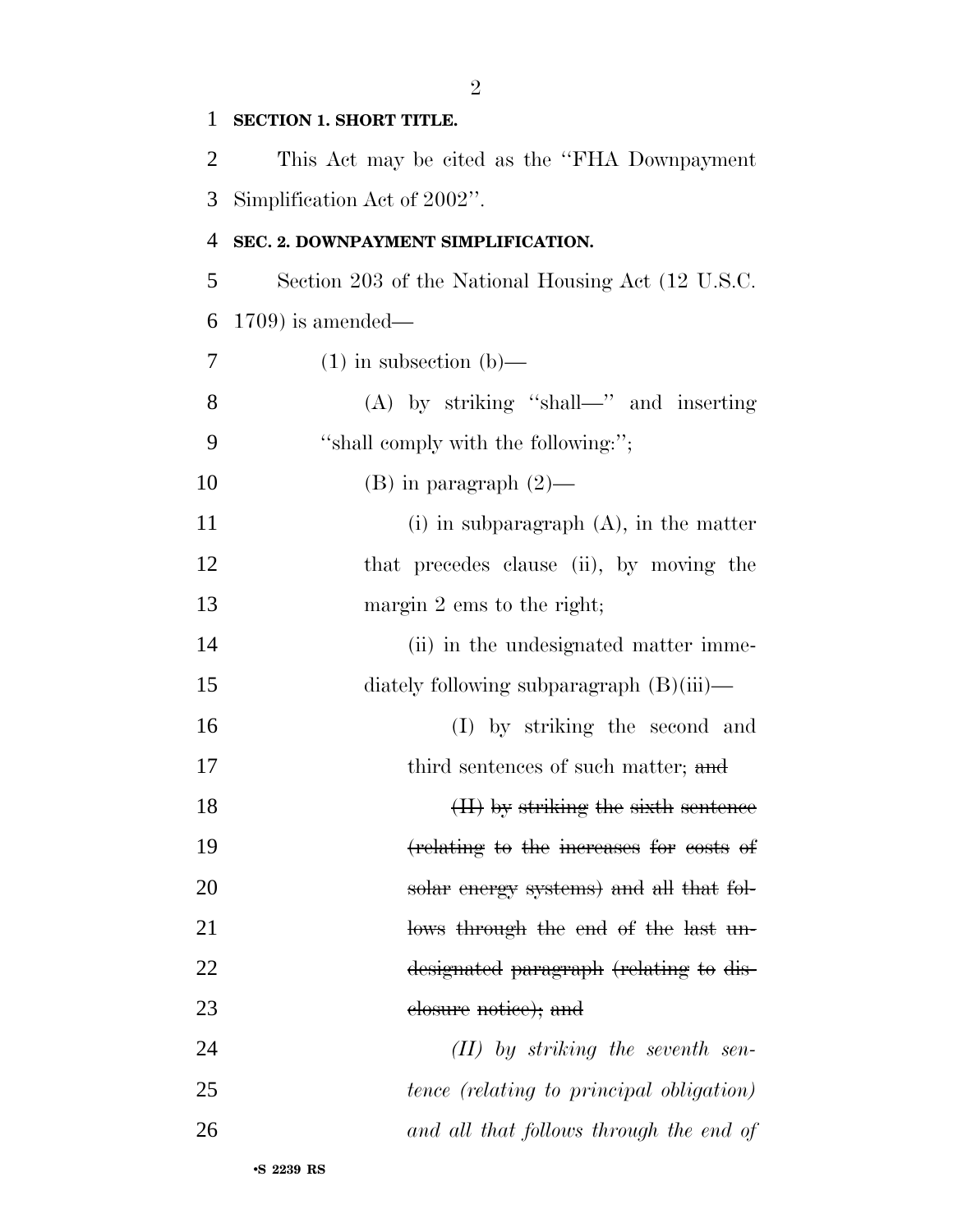**SECTION 1. SHORT TITLE.**

This Act may be cited as the ''FHA Downpayment Simplification Act of 2002''.

**SEC. 2. DOWNPAYMENT SIMPLIFICATION.**

Section 203 of the National Housing Act (12 U.S.C. 1709) is amended—

(1) in subsection (b)—

(A) by striking ''shall—'' and inserting ''shall comply with the following:'';

(B) in paragraph (2)—

(i) in subparagraph (A), in the matter that precedes clause (ii), by moving the margin 2 ems to the right;

(ii) in the undesignated matter immediately following subparagraph (B)(iii)—

(I) by striking the second and third sentences of such matter; ~~and~~

~~(II) by striking the sixth sentence (relating to the increases for costs of solar energy systems) and all that follows through the end of the last undesignated paragraph (relating to disclosure notice); and~~

*(II) by striking the seventh sentence (relating to principal obligation) and all that follows through the end of*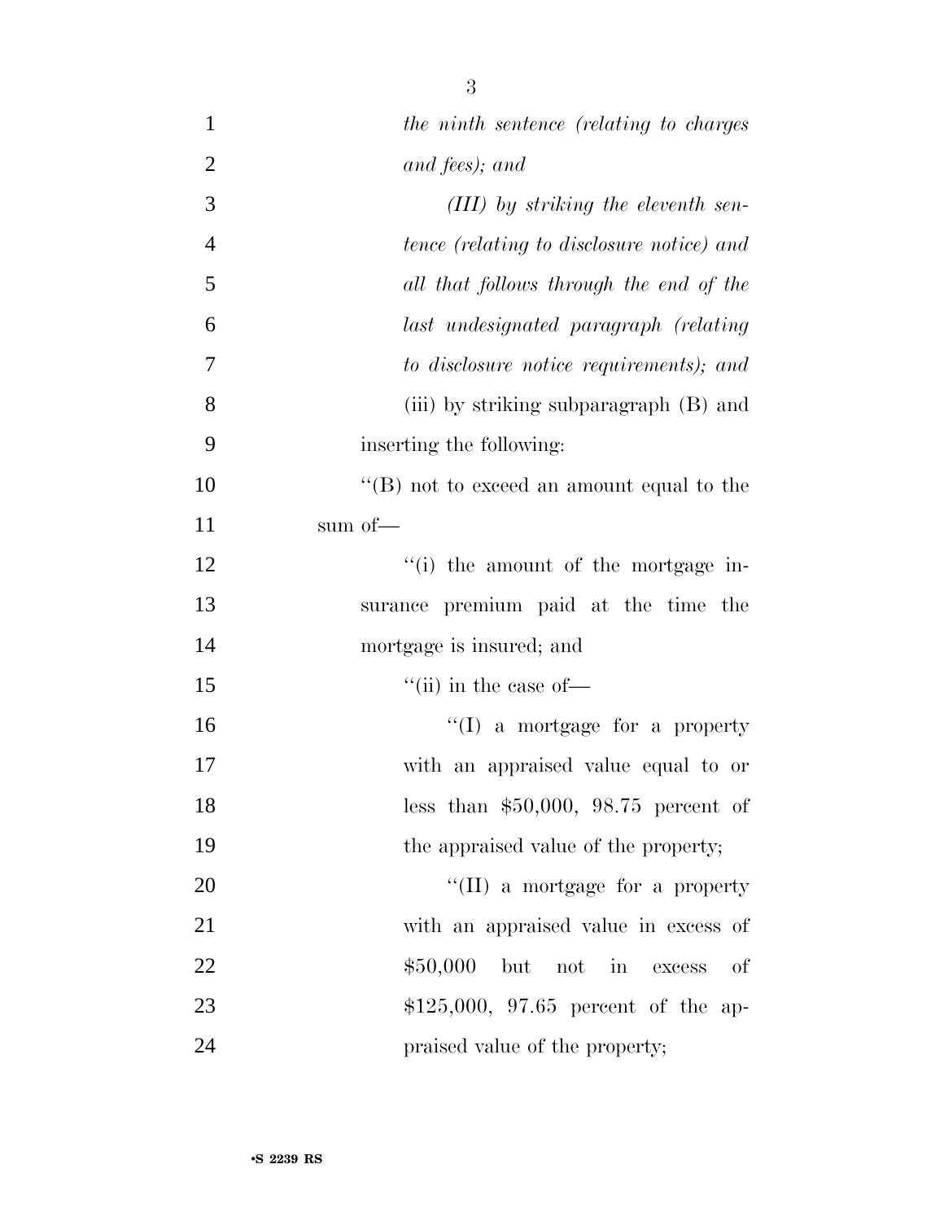*the ninth sentence (relating to charges and fees); and*

*(III) by striking the eleventh sentence (relating to disclosure notice) and all that follows through the end of the last undesignated paragraph (relating to disclosure notice requirements); and*

(iii) by striking subparagraph (B) and inserting the following:

''(B) not to exceed an amount equal to the sum of—

''(i) the amount of the mortgage insurance premium paid at the time the mortgage is insured; and

''(ii) in the case of—

''(I) a mortgage for a property with an appraised value equal to or less than $50,000, 98.75 percent of the appraised value of the property;

''(II) a mortgage for a property with an appraised value in excess of $50,000 but not in excess of $125,000, 97.65 percent of the appraised value of the property;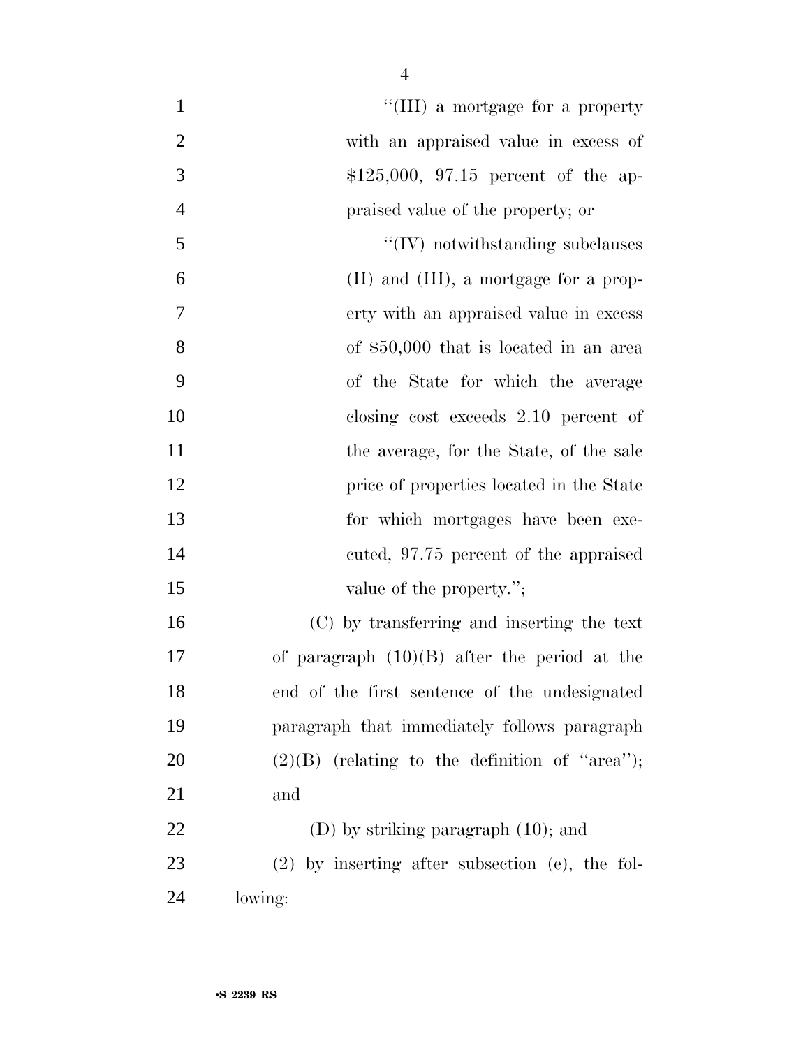''(III) a mortgage for a property with an appraised value in excess of $125,000, 97.15 percent of the appraised value of the property; or

''(IV) notwithstanding subclauses (II) and (III), a mortgage for a property with an appraised value in excess of $50,000 that is located in an area of the State for which the average closing cost exceeds 2.10 percent of the average, for the State, of the sale price of properties located in the State for which mortgages have been executed, 97.75 percent of the appraised value of the property.'';

(C) by transferring and inserting the text of paragraph (10)(B) after the period at the end of the first sentence of the undesignated paragraph that immediately follows paragraph (2)(B) (relating to the definition of ''area''); and

(D) by striking paragraph (10); and

(2) by inserting after subsection (e), the following: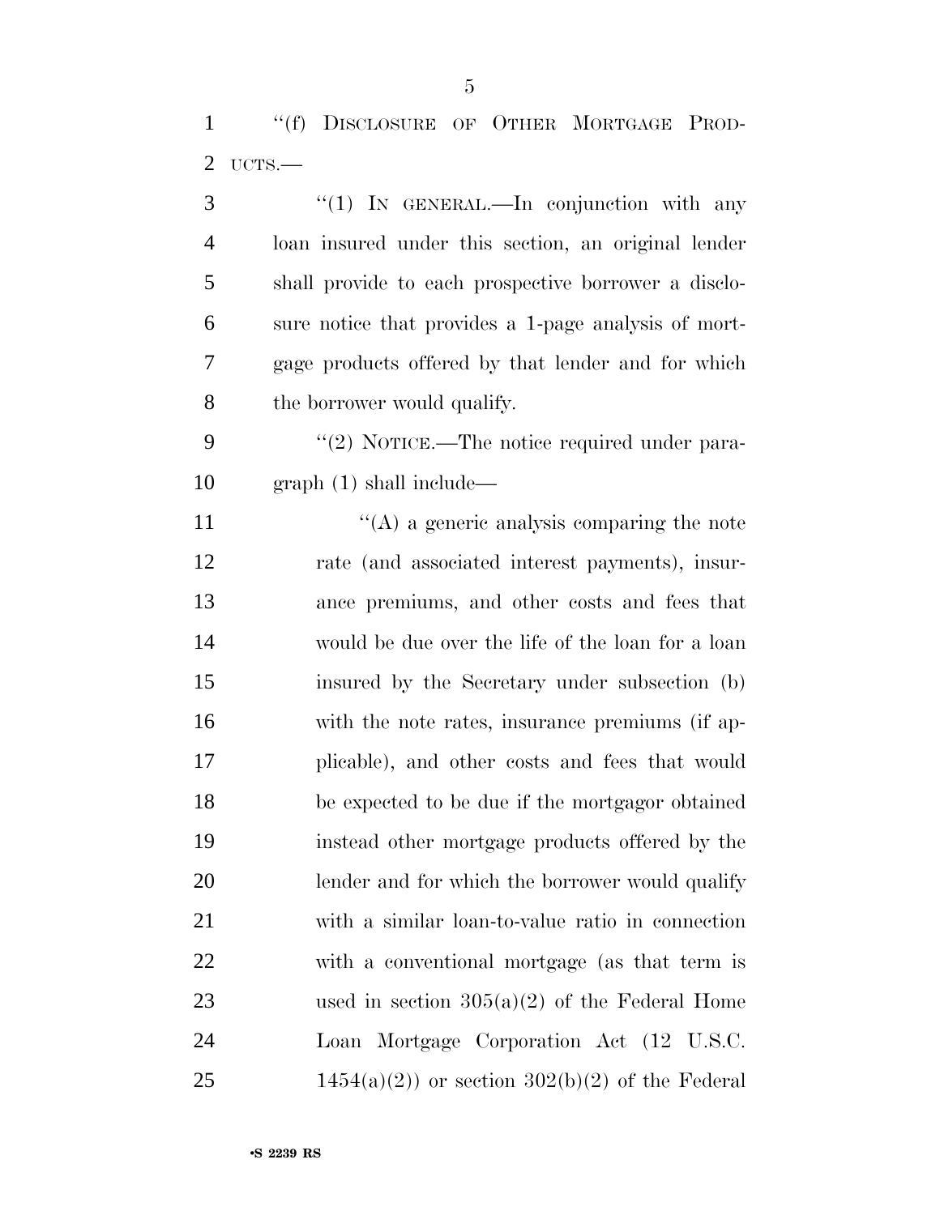"(f) DISCLOSURE OF OTHER MORTGAGE PRODUCTS.—

"(1) IN GENERAL.—In conjunction with any loan insured under this section, an original lender shall provide to each prospective borrower a disclosure notice that provides a 1-page analysis of mortgage products offered by that lender and for which the borrower would qualify.

"(2) NOTICE.—The notice required under paragraph (1) shall include—

"(A) a generic analysis comparing the note rate (and associated interest payments), insurance premiums, and other costs and fees that would be due over the life of the loan for a loan insured by the Secretary under subsection (b) with the note rates, insurance premiums (if applicable), and other costs and fees that would be expected to be due if the mortgagor obtained instead other mortgage products offered by the lender and for which the borrower would qualify with a similar loan-to-value ratio in connection with a conventional mortgage (as that term is used in section 305(a)(2) of the Federal Home Loan Mortgage Corporation Act (12 U.S.C. 1454(a)(2)) or section 302(b)(2) of the Federal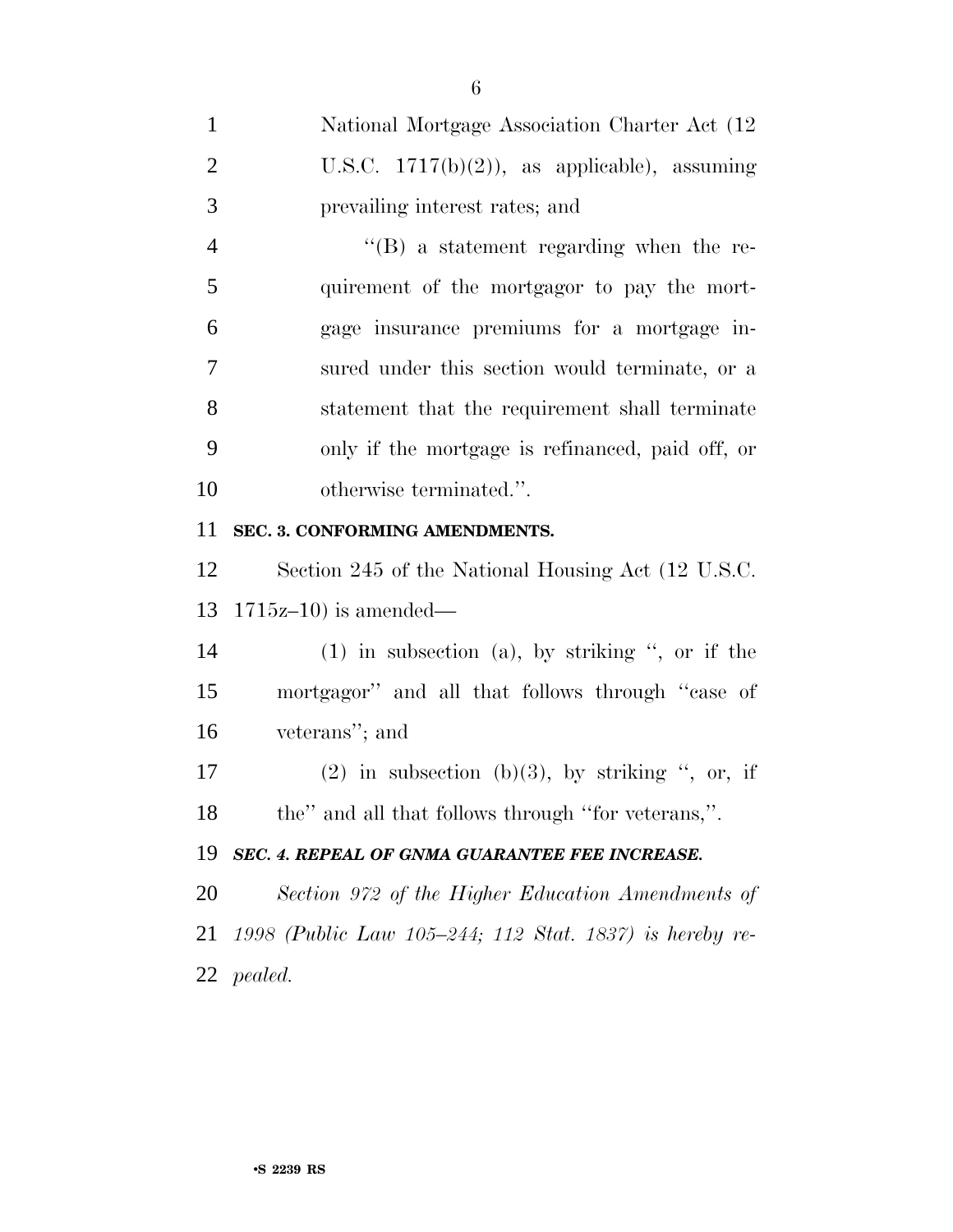National Mortgage Association Charter Act (12 U.S.C. 1717(b)(2)), as applicable), assuming prevailing interest rates; and

"(B) a statement regarding when the requirement of the mortgagor to pay the mortgage insurance premiums for a mortgage insured under this section would terminate, or a statement that the requirement shall terminate only if the mortgage is refinanced, paid off, or otherwise terminated.".

**SEC. 3. CONFORMING AMENDMENTS.**

Section 245 of the National Housing Act (12 U.S.C. 1715z–10) is amended—

(1) in subsection (a), by striking ", or if the mortgagor" and all that follows through "case of veterans"; and

(2) in subsection (b)(3), by striking ", or, if the" and all that follows through "for veterans,".

***SEC. 4. REPEAL OF GNMA GUARANTEE FEE INCREASE.***

*Section 972 of the Higher Education Amendments of 1998 (Public Law 105–244; 112 Stat. 1837) is hereby repealed.*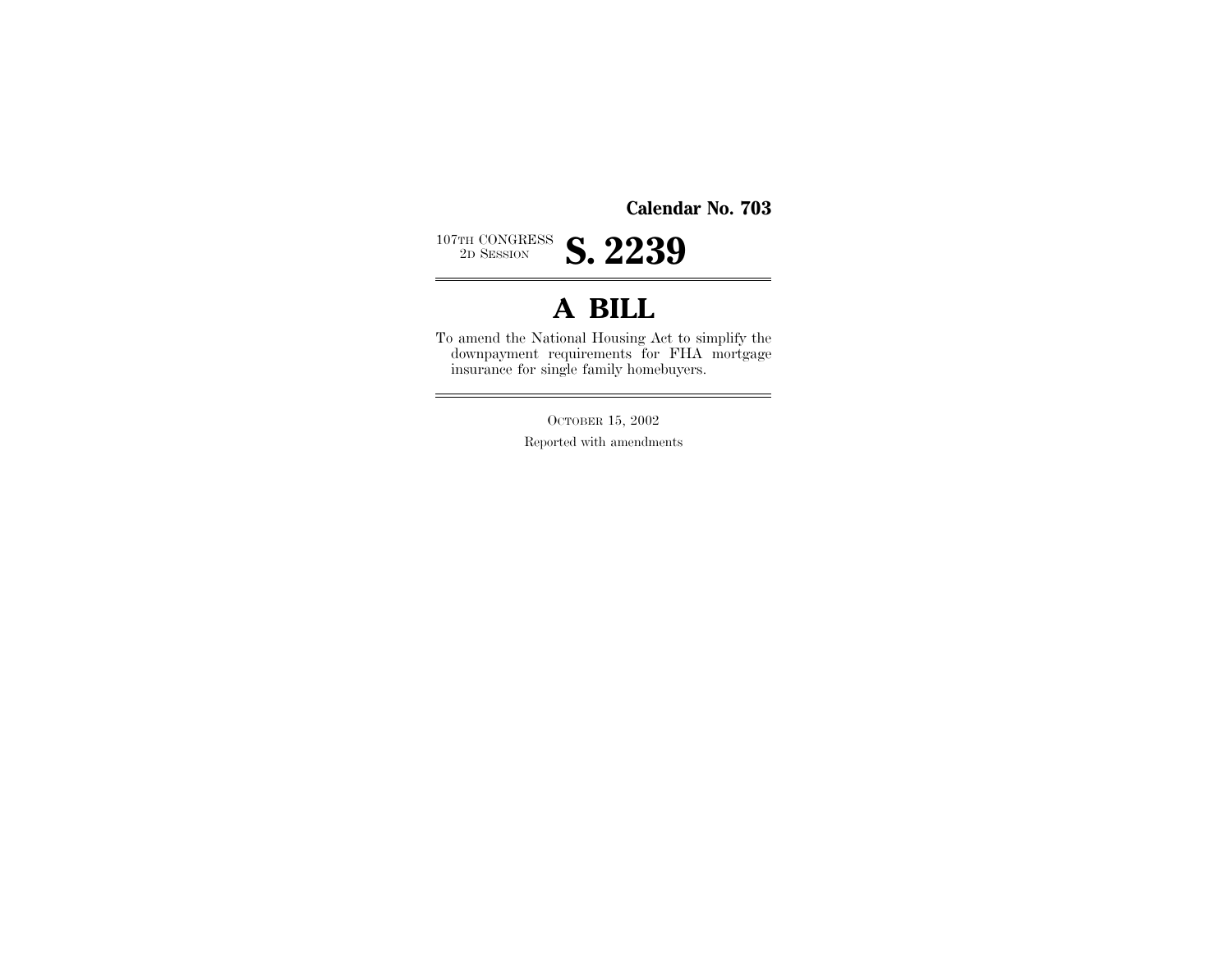**Calendar No. 703**

107TH CONGRESS
2D SESSION

# S. 2239

# A BILL

To amend the National Housing Act to simplify the downpayment requirements for FHA mortgage insurance for single family homebuyers.

OCTOBER 15, 2002

Reported with amendments